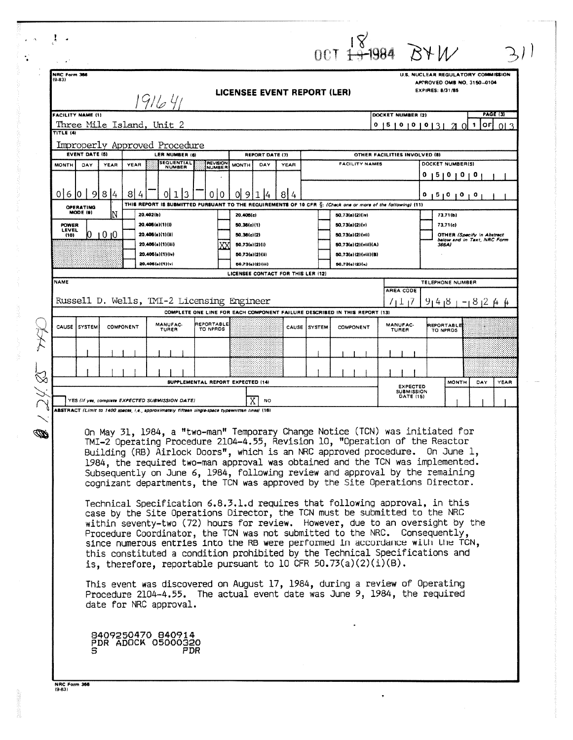OCT 18 1984 BYW 311

NRC Form 366 (9-83)

U.S. NUCLEAR REGULATORY COMMISSION
APPROVED OMB NO. 3150-0104
EXPIRES: 8/31/85

191641

# LICENSEE EVENT REPORT (LER)

| FACILITY NAME (1) | DOCKET NUMBER (2) | PAGE (3) |
|---|---|---|
| Three Mile Island, Unit 2 | 0 5 0 0 0 3 2 0 | 1 OF 0 3 |

**TITLE (4)**

Improperly Approved Procedure

| EVENT DATE (5) | | | LER NUMBER (6) | | | REPORT DATE (7) | | | OTHER FACILITIES INVOLVED (8) | |
|---|---|---|---|---|---|---|---|---|---|---|
| MONTH | DAY | YEAR | YEAR | SEQUENTIAL NUMBER | REVISION NUMBER | MONTH | DAY | YEAR | FACILITY NAMES | DOCKET NUMBER(S) |
| 0 6 | 0 9 | 8 4 | 8 4 | 0 1 3 | 0 0 | 0 9 | 1 4 | 8 4 | | 0 5 0 0 0 |
| | | | | | | | | | | 0 5 0 0 0 |

**OPERATING MODE (9):** N

**POWER LEVEL (10):** 0 0 0

THIS REPORT IS SUBMITTED PURSUANT TO THE REQUIREMENTS OF 10 CFR §: (Check one or more of the following) (11)

| | | | |
|---|---|---|---|
| 20.402(b) | 20.405(c) | 50.73(a)(2)(iv) | 73.71(b) |
| 20.405(a)(1)(i) | 50.36(c)(1) | 50.73(a)(2)(v) | 73.71(c) |
| 20.405(a)(1)(ii) | 50.36(c)(2) | 50.73(a)(2)(vii) | OTHER (Specify in Abstract below and in Text, NRC Form 366A) |
| 20.405(a)(1)(iii) | XX 50.73(a)(2)(i) | 50.73(a)(2)(viii)(A) | |
| 20.405(a)(1)(iv) | 50.73(a)(2)(ii) | 50.73(a)(2)(viii)(B) | |
| 20.405(a)(1)(v) | 50.73(a)(2)(iii) | 50.73(a)(2)(x) | |

**LICENSEE CONTACT FOR THIS LER (12)**

| NAME | TELEPHONE NUMBER |
|---|---|
| Russell D. Wells, TMI-2 Licensing Engineer | AREA CODE 7 1 7 — 9 4 8 - 8 2 4 4 |

**COMPLETE ONE LINE FOR EACH COMPONENT FAILURE DESCRIBED IN THIS REPORT (13)**

| CAUSE | SYSTEM | COMPONENT | MANUFACTURER | REPORTABLE TO NPRDS | CAUSE | SYSTEM | COMPONENT | MANUFACTURER | REPORTABLE TO NPRDS |
|---|---|---|---|---|---|---|---|---|---|
| | | | | | | | | | |
| | | | | | | | | | |

**SUPPLEMENTAL REPORT EXPECTED (14)**

YES (If yes, complete EXPECTED SUBMISSION DATE) X NO

EXPECTED SUBMISSION DATE (15): MONTH | DAY | YEAR

**ABSTRACT** (Limit to 1400 spaces, i.e., approximately fifteen single-space typewritten lines) (16)

On May 31, 1984, a "two-man" Temporary Change Notice (TCN) was initiated for TMI-2 Operating Procedure 2104-4.55, Revision 10, "Operation of the Reactor Building (RB) Airlock Doors", which is an NRC approved procedure. On June 1, 1984, the required two-man approval was obtained and the TCN was implemented. Subsequently on June 6, 1984, following review and approval by the remaining cognizant departments, the TCN was approved by the Site Operations Director.

Technical Specification 6.8.3.1.d requires that following approval, in this case by the Site Operations Director, the TCN must be submitted to the NRC within seventy-two (72) hours for review. However, due to an oversight by the Procedure Coordinator, the TCN was not submitted to the NRC. Consequently, since numerous entries into the RB were performed in accordance with the TCN, this constituted a condition prohibited by the Technical Specifications and is, therefore, reportable pursuant to 10 CFR 50.73(a)(2)(i)(B).

This event was discovered on August 17, 1984, during a review of Operating Procedure 2104-4.55. The actual event date was June 9, 1984, the required date for NRC approval.

8409250470 840914
PDR ADOCK 05000320
S PDR

NRC Form 366 (9-83)

IE22 1/24/85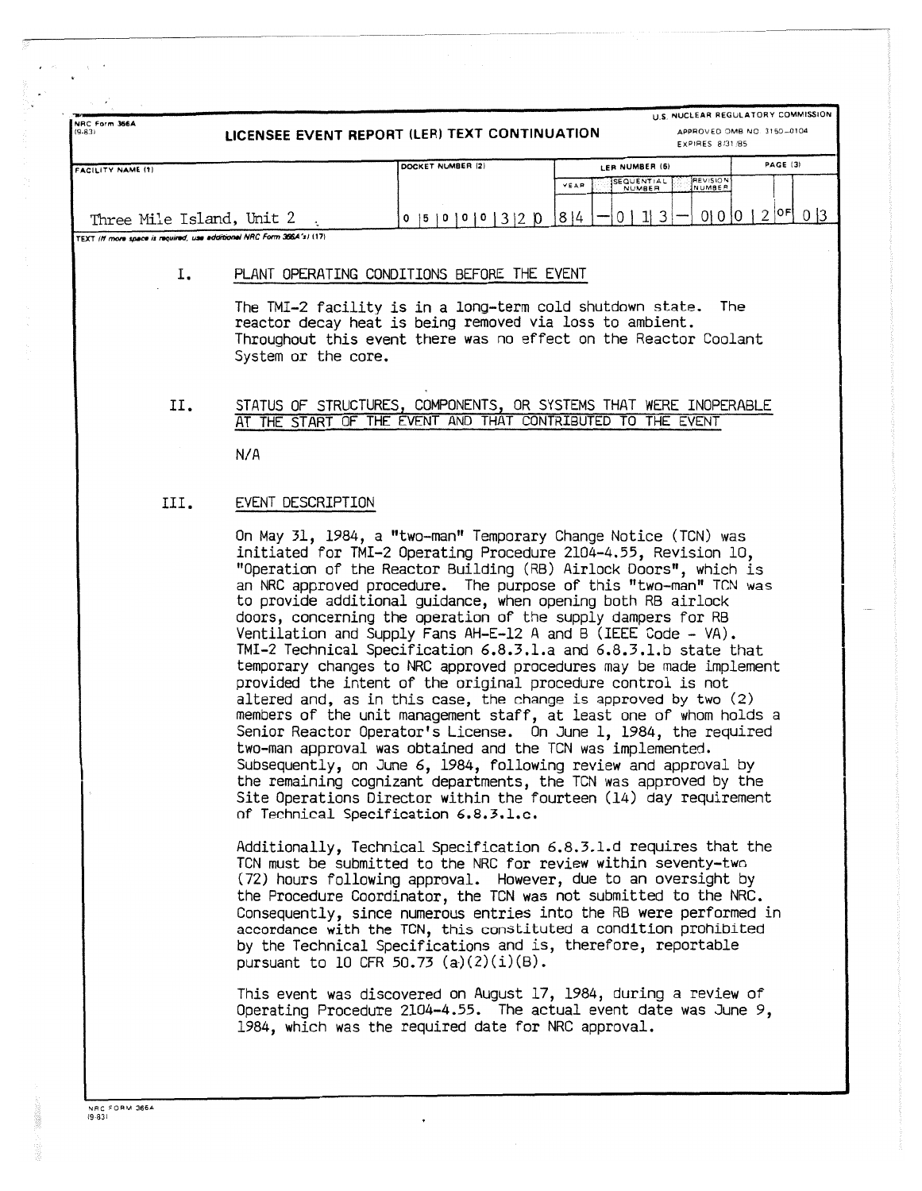NRC Form 366A (9-83)

**LICENSEE EVENT REPORT (LER) TEXT CONTINUATION**

U.S. NUCLEAR REGULATORY COMMISSION
APPROVED OMB NO. 3150-0104
EXPIRES 8/31/85

| FACILITY NAME (1) | DOCKET NUMBER (2) | LER NUMBER (6) YEAR | SEQUENTIAL NUMBER | REVISION NUMBER | PAGE (3) |
|---|---|---|---|---|---|
| Three Mile Island, Unit 2 | 0 5 0 0 0 3 2 0 | 8 4 | — 0 1 3 — | 0 0 | 0 2 OF 0 3 |

TEXT (If more space is required, use additional NRC Form 366A's) (17)

## I. PLANT OPERATING CONDITIONS BEFORE THE EVENT

The TMI-2 facility is in a long-term cold shutdown state. The reactor decay heat is being removed via loss to ambient. Throughout this event there was no effect on the Reactor Coolant System or the core.

## II. STATUS OF STRUCTURES, COMPONENTS, OR SYSTEMS THAT WERE INOPERABLE AT THE START OF THE EVENT AND THAT CONTRIBUTED TO THE EVENT

N/A

## III. EVENT DESCRIPTION

On May 31, 1984, a "two-man" Temporary Change Notice (TCN) was initiated for TMI-2 Operating Procedure 2104-4.55, Revision 10, "Operation of the Reactor Building (RB) Airlock Doors", which is an NRC approved procedure. The purpose of this "two-man" TCN was to provide additional guidance, when opening both RB airlock doors, concerning the operation of the supply dampers for RB Ventilation and Supply Fans AH-E-12 A and B (IEEE Code - VA). TMI-2 Technical Specification 6.8.3.1.a and 6.8.3.1.b state that temporary changes to NRC approved procedures may be made implement provided the intent of the original procedure control is not altered and, as in this case, the change is approved by two (2) members of the unit management staff, at least one of whom holds a Senior Reactor Operator's License. On June 1, 1984, the required two-man approval was obtained and the TCN was implemented. Subsequently, on June 6, 1984, following review and approval by the remaining cognizant departments, the TCN was approved by the Site Operations Director within the fourteen (14) day requirement of Technical Specification 6.8.3.1.c.

Additionally, Technical Specification 6.8.3.1.d requires that the TCN must be submitted to the NRC for review within seventy-two (72) hours following approval. However, due to an oversight by the Procedure Coordinator, the TCN was not submitted to the NRC. Consequently, since numerous entries into the RB were performed in accordance with the TCN, this constituted a condition prohibited by the Technical Specifications and is, therefore, reportable pursuant to 10 CFR 50.73 (a)(2)(i)(B).

This event was discovered on August 17, 1984, during a review of Operating Procedure 2104-4.55. The actual event date was June 9, 1984, which was the required date for NRC approval.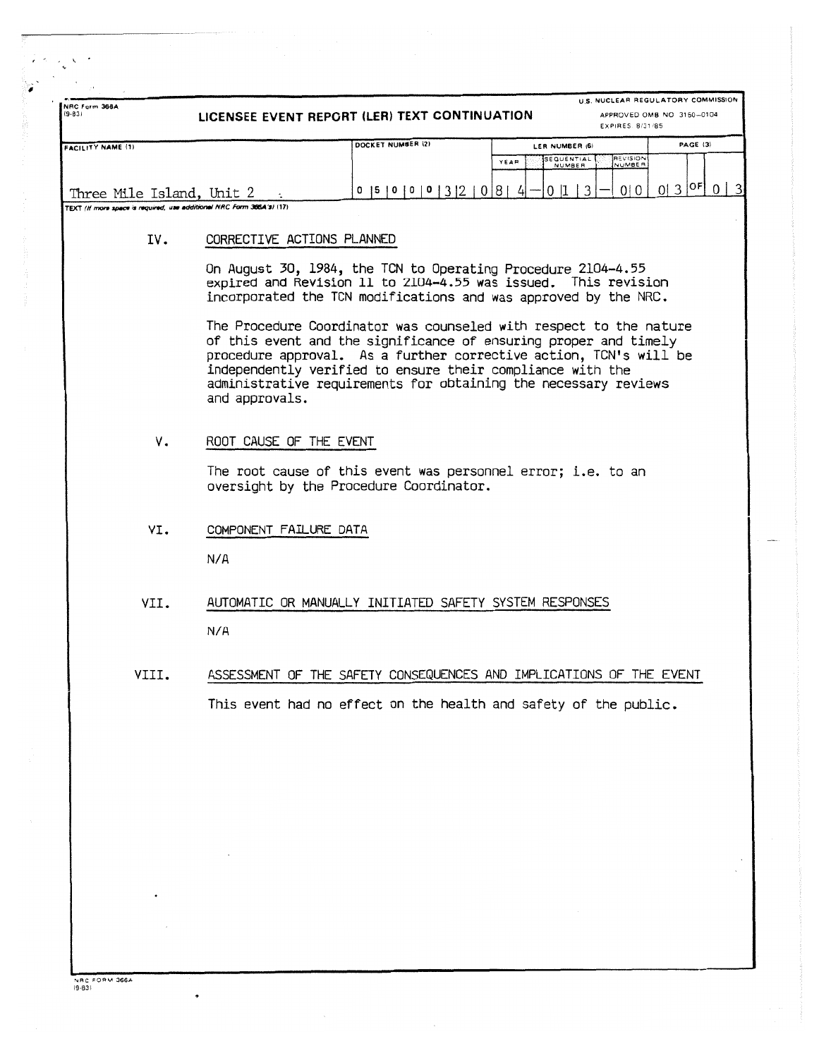NRC Form 366A (9-83)

**LICENSEE EVENT REPORT (LER) TEXT CONTINUATION**

U.S. NUCLEAR REGULATORY COMMISSION
APPROVED OMB NO 3150-0104
EXPIRES 8/31/85

| FACILITY NAME (1) | DOCKET NUMBER (2) | LER NUMBER (6) YEAR | SEQUENTIAL NUMBER | REVISION NUMBER | PAGE (3) |
|---|---|---|---|---|---|
| Three Mile Island, Unit 2 | 0 5 0 0 0 3 2 0 | 8 4 | 0 1 3 | 0 0 | 0 3 OF 0 3 |

TEXT (If more space is required, use additional NRC Form 366A's) (17)

## IV. CORRECTIVE ACTIONS PLANNED

On August 30, 1984, the TCN to Operating Procedure 2104-4.55 expired and Revision 11 to 2104-4.55 was issued. This revision incorporated the TCN modifications and was approved by the NRC.

The Procedure Coordinator was counseled with respect to the nature of this event and the significance of ensuring proper and timely procedure approval. As a further corrective action, TCN's will be independently verified to ensure their compliance with the administrative requirements for obtaining the necessary reviews and approvals.

## V. ROOT CAUSE OF THE EVENT

The root cause of this event was personnel error; i.e. to an oversight by the Procedure Coordinator.

## VI. COMPONENT FAILURE DATA

N/A

## VII. AUTOMATIC OR MANUALLY INITIATED SAFETY SYSTEM RESPONSES

N/A

## VIII. ASSESSMENT OF THE SAFETY CONSEQUENCES AND IMPLICATIONS OF THE EVENT

This event had no effect on the health and safety of the public.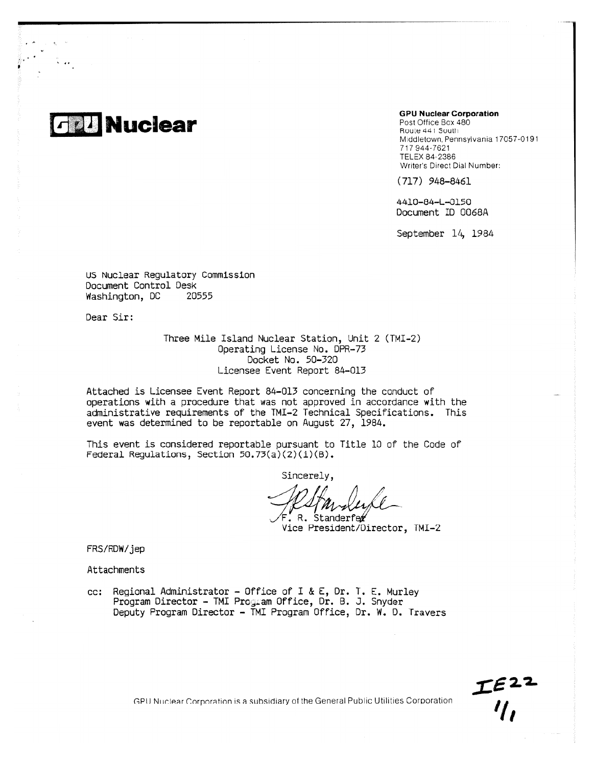**GPU Nuclear**

**GPU Nuclear Corporation**
Post Office Box 480
Route 441 South
Middletown, Pennsylvania 17057-0191
717 944-7621
TELEX 84-2386
Writer's Direct Dial Number:

(717) 948-8461

4410-84-L-0150
Document ID 0068A

September 14, 1984

US Nuclear Regulatory Commission
Document Control Desk
Washington, DC 20555

Dear Sir:

Three Mile Island Nuclear Station, Unit 2 (TMI-2)
Operating License No. DPR-73
Docket No. 50-320
Licensee Event Report 84-013

Attached is Licensee Event Report 84-013 concerning the conduct of operations with a procedure that was not approved in accordance with the administrative requirements of the TMI-2 Technical Specifications. This event was determined to be reportable on August 27, 1984.

This event is considered reportable pursuant to Title 10 of the Code of Federal Regulations, Section 50.73(a)(2)(i)(B).

Sincerely,

F. R. Standerfer
Vice President/Director, TMI-2

FRS/RDW/jep

Attachments

cc: Regional Administrator - Office of I & E, Dr. T. E. Murley
Program Director - TMI Program Office, Dr. B. J. Snyder
Deputy Program Director - TMI Program Office, Dr. W. D. Travers

GPU Nuclear Corporation is a subsidiary of the General Public Utilities Corporation

IE22
1/1